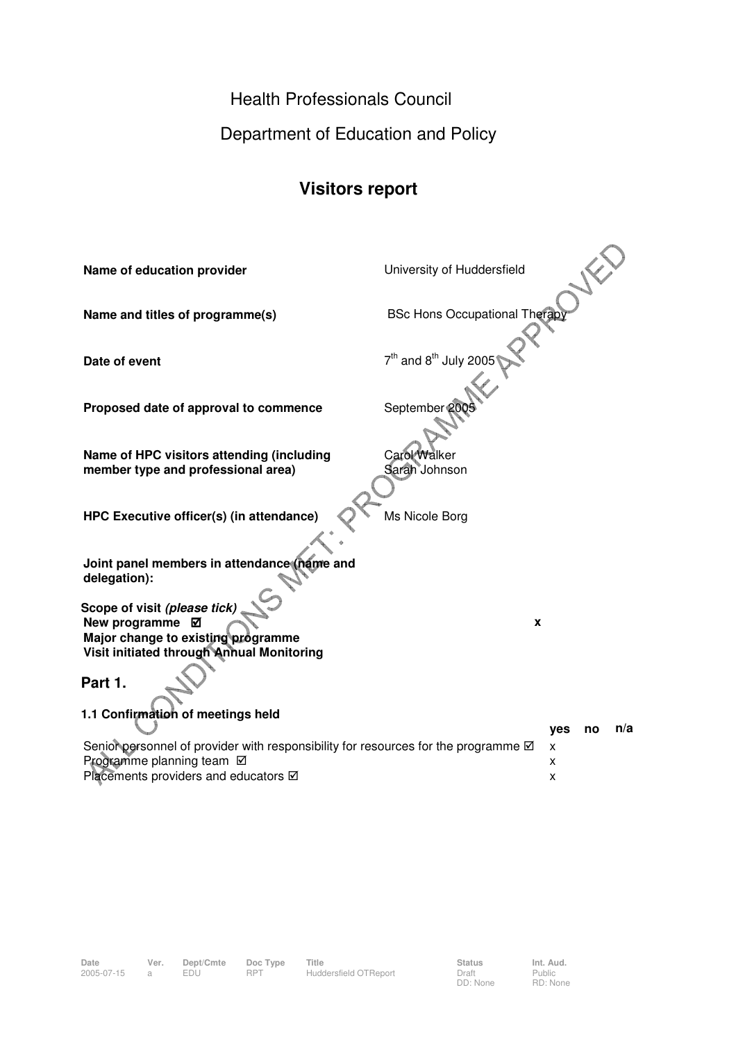# Health Professionals Council

## Department of Education and Policy

## Visitors report

| | |
|---|---|
| **Name of education provider** | University of Huddersfield |
| **Name and titles of programme(s)** | BSc Hons Occupational Therapy |
| **Date of event** | 7th and 8th July 2005 |
| **Proposed date of approval to commence** | September 2005 |
| **Name of HPC visitors attending (including member type and professional area)** | Carol Walker<br>Sarah Johnson |
| **HPC Executive officer(s) (in attendance)** | Ms Nicole Borg |
| **Joint panel members in attendance (name and delegation):** | |

**Scope of visit *(please tick)***

| | |
|---|---|
| **New programme** ☑ | x |
| **Major change to existing programme** | |
| **Visit initiated through Annual Monitoring** | |

ALL CONDITIONS MET: PROGRAMME APPROVED

## Part 1.

### 1.1 Confirmation of meetings held

| | yes | no | n/a |
|---|---|---|---|
| Senior personnel of provider with responsibility for resources for the programme ☑ | x | | |
| Programme planning team ☑ | x | | |
| Placements providers and educators ☑ | x | | |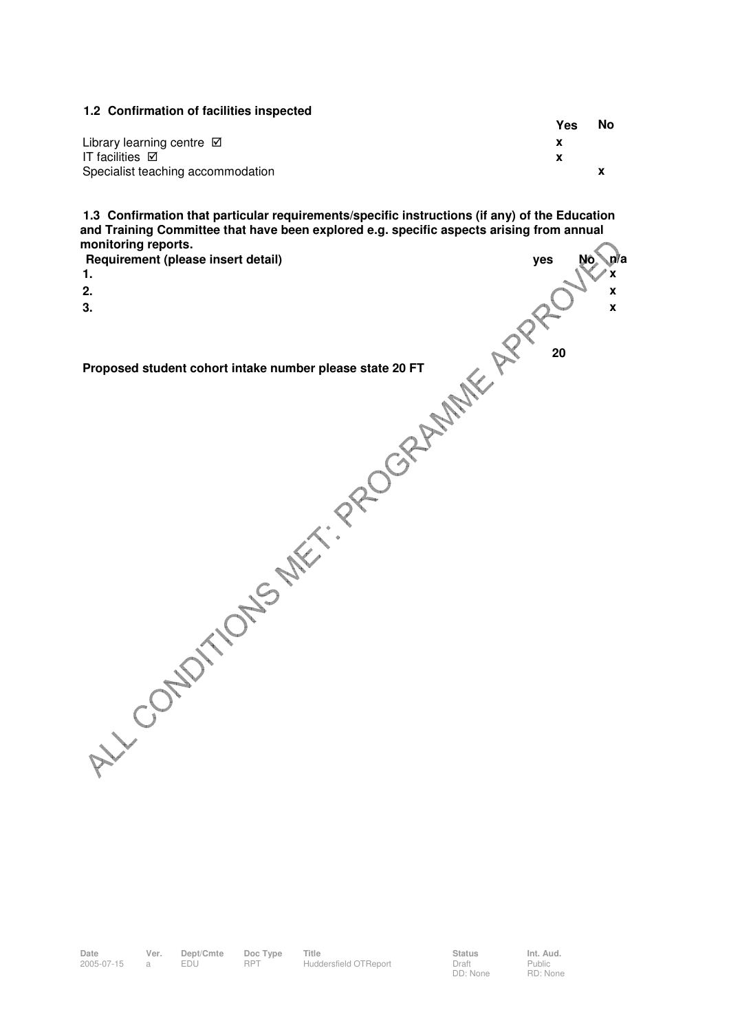### 1.2 Confirmation of facilities inspected

| | Yes | No |
|---|---|---|
| Library learning centre ☑ | x | |
| IT facilities ☑ | x | |
| Specialist teaching accommodation | | x |

**1.3 Confirmation that particular requirements/specific instructions (if any) of the Education and Training Committee that have been explored e.g. specific aspects arising from annual monitoring reports.**

| Requirement (please insert detail) | yes | No | n/a |
|---|---|---|---|
| 1. | | | x |
| 2. | | | x |
| 3. | | | x |

**Proposed student cohort intake number please state 20 FT** **20**

ALL CONDITIONS MET: PROGRAMME APPROVED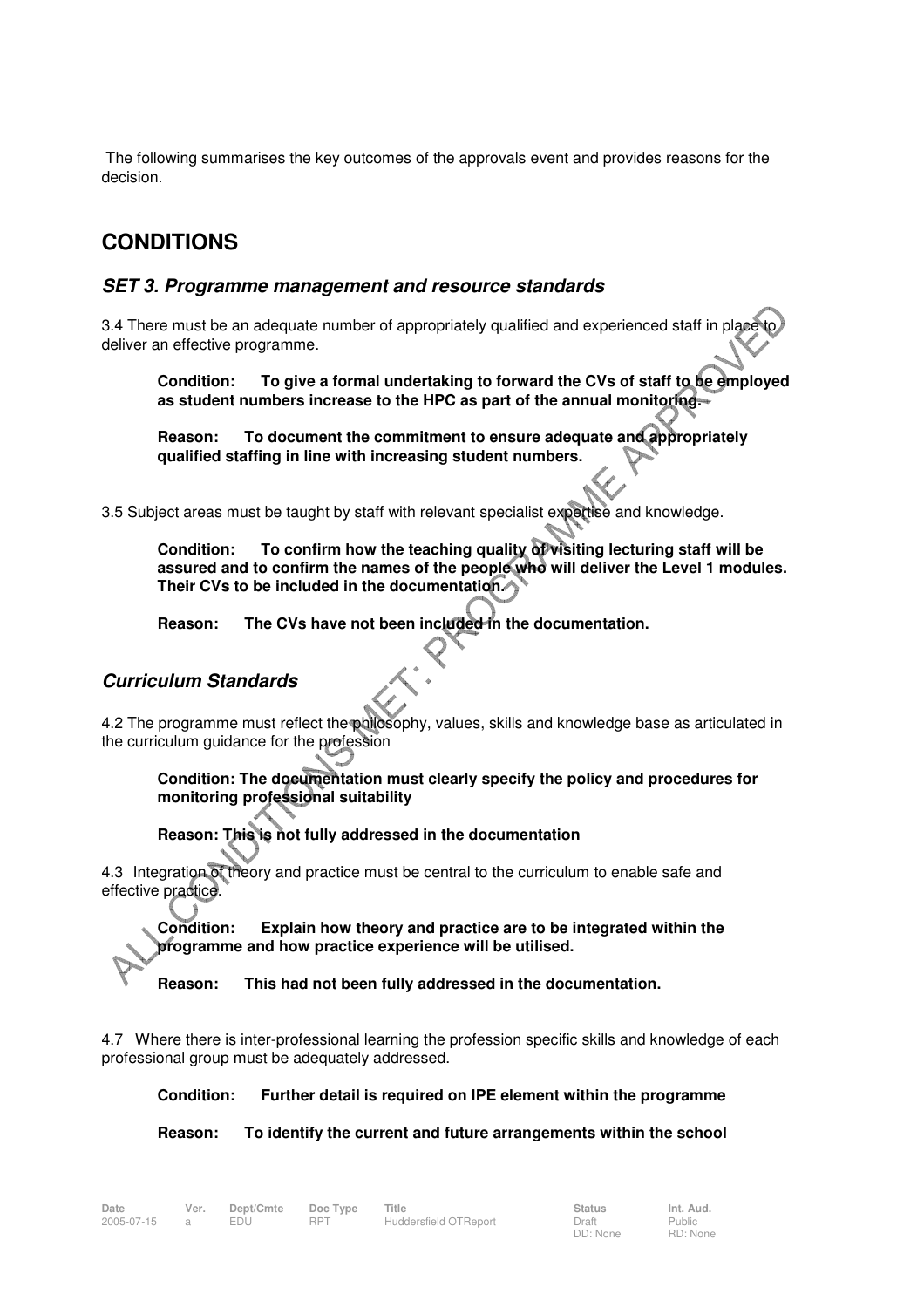The following summarises the key outcomes of the approvals event and provides reasons for the decision.

## CONDITIONS

### *SET 3. Programme management and resource standards*

3.4 There must be an adequate number of appropriately qualified and experienced staff in place to deliver an effective programme.

> **Condition: To give a formal undertaking to forward the CVs of staff to be employed as student numbers increase to the HPC as part of the annual monitoring.**
>
> **Reason: To document the commitment to ensure adequate and appropriately qualified staffing in line with increasing student numbers.**

3.5 Subject areas must be taught by staff with relevant specialist expertise and knowledge.

> **Condition: To confirm how the teaching quality of visiting lecturing staff will be assured and to confirm the names of the people who will deliver the Level 1 modules. Their CVs to be included in the documentation.**
>
> **Reason: The CVs have not been included in the documentation.**

### *Curriculum Standards*

4.2 The programme must reflect the philosophy, values, skills and knowledge base as articulated in the curriculum guidance for the profession

> **Condition: The documentation must clearly specify the policy and procedures for monitoring professional suitability**
>
> **Reason: This is not fully addressed in the documentation**

4.3 Integration of theory and practice must be central to the curriculum to enable safe and effective practice.

> **Condition: Explain how theory and practice are to be integrated within the programme and how practice experience will be utilised.**
>
> **Reason: This had not been fully addressed in the documentation.**

4.7 Where there is inter-professional learning the profession specific skills and knowledge of each professional group must be adequately addressed.

> **Condition: Further detail is required on IPE element within the programme**
>
> **Reason: To identify the current and future arrangements within the school**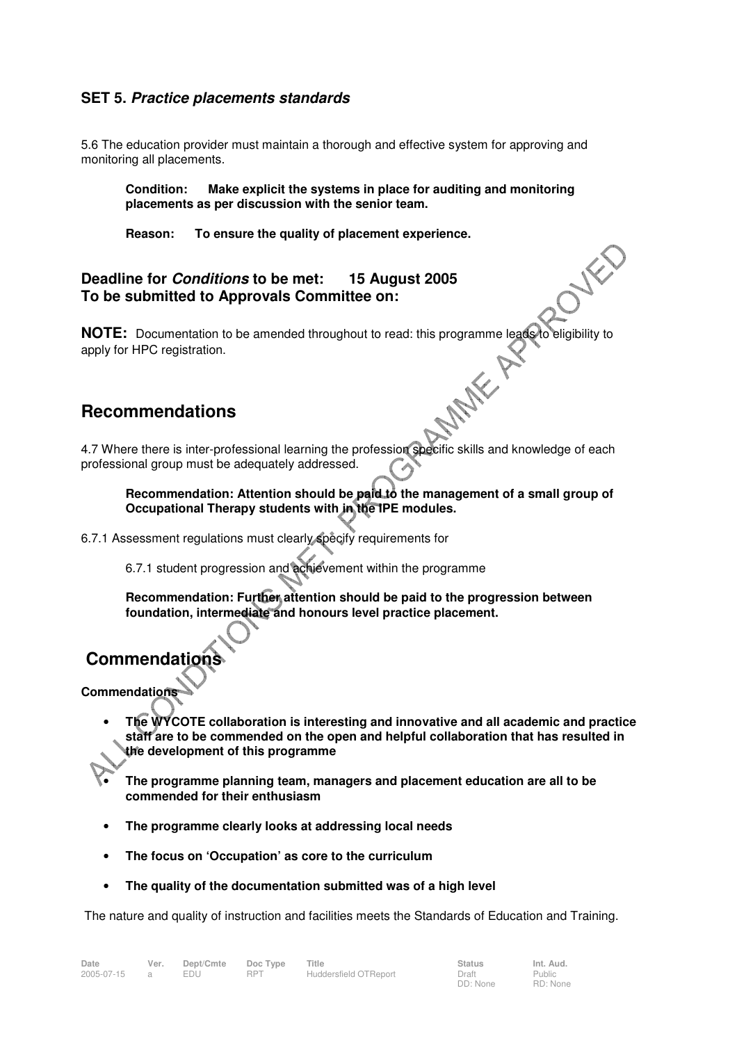## SET 5. *Practice placements standards*

5.6 The education provider must maintain a thorough and effective system for approving and monitoring all placements.

> **Condition: Make explicit the systems in place for auditing and monitoring placements as per discussion with the senior team.**
>
> **Reason: To ensure the quality of placement experience.**

### Deadline for *Conditions* to be met: 15 August 2005
### To be submitted to Approvals Committee on:

**NOTE:** Documentation to be amended throughout to read: this programme leads to eligibility to apply for HPC registration.

ALL CONDITIONS MET. PROGRAMME APPROVED

# Recommendations

4.7 Where there is inter-professional learning the profession specific skills and knowledge of each professional group must be adequately addressed.

> **Recommendation: Attention should be paid to the management of a small group of Occupational Therapy students with in the IPE modules.**

6.7.1 Assessment regulations must clearly specify requirements for

> 6.7.1 student progression and achievement within the programme
>
> **Recommendation: Further attention should be paid to the progression between foundation, intermediate and honours level practice placement.**

# Commendations

**Commendations**

- **The WYCOTE collaboration is interesting and innovative and all academic and practice staff are to be commended on the open and helpful collaboration that has resulted in the development of this programme**
- **The programme planning team, managers and placement education are all to be commended for their enthusiasm**
- **The programme clearly looks at addressing local needs**
- **The focus on 'Occupation' as core to the curriculum**
- **The quality of the documentation submitted was of a high level**

The nature and quality of instruction and facilities meets the Standards of Education and Training.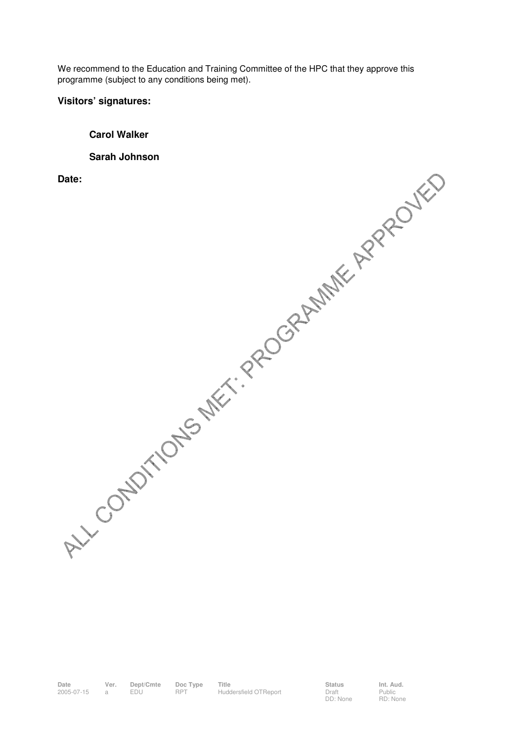We recommend to the Education and Training Committee of the HPC that they approve this programme (subject to any conditions being met).

**Visitors' signatures:**

**Carol Walker**

**Sarah Johnson**

**Date:**

ALL CONDITIONS MET: PROGRAMME APPROVED